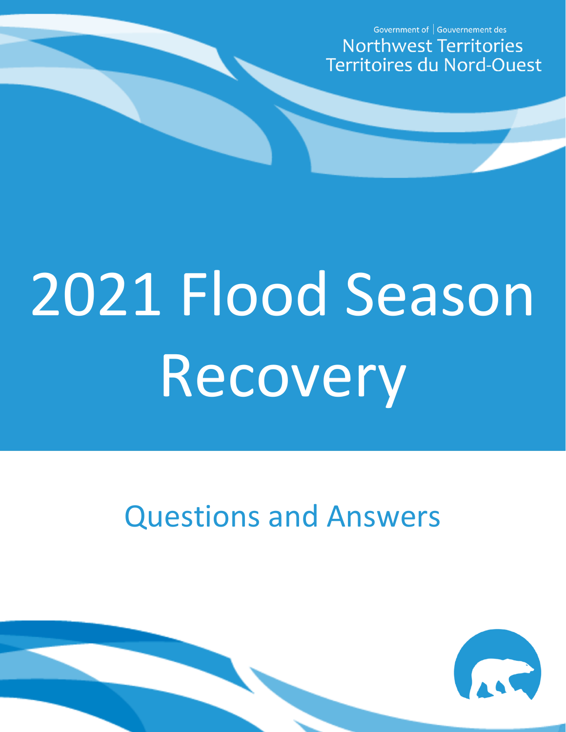Government of | Gouvernement des
Northwest Territories
Territoires du Nord-Ouest

# 2021 Flood Season Recovery

## Questions and Answers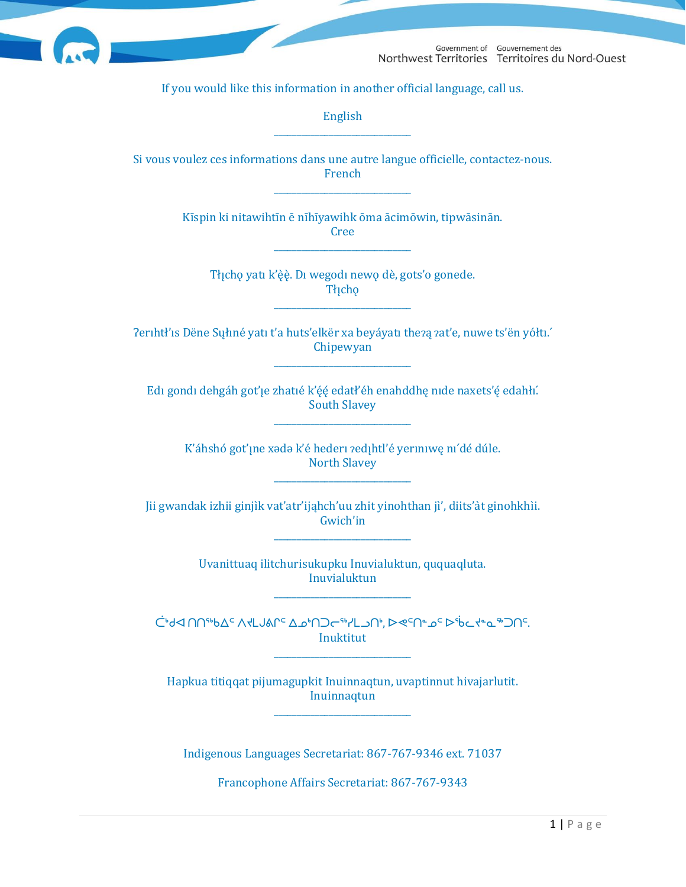If you would like this information in another official language, call us.

English

\_\_\_\_\_\_\_\_\_\_\_\_\_\_\_\_\_\_\_\_\_\_\_\_\_\_\_\_\_\_\_\_

Si vous voulez ces informations dans une autre langue officielle, contactez-nous.

French

\_\_\_\_\_\_\_\_\_\_\_\_\_\_\_\_\_\_\_\_\_\_\_\_\_\_\_\_\_\_\_\_

Kīspin ki nitawihtīn ē nīhīyawihk ōma ācimōwin, tipwāsinān.

Cree

\_\_\_\_\_\_\_\_\_\_\_\_\_\_\_\_\_\_\_\_\_\_\_\_\_\_\_\_\_\_\_\_

Tłı̨chǫ yatı k'èę̀. Dı wegodı newǫ dè, gots'o gonede.

Tłı̨chǫ

\_\_\_\_\_\_\_\_\_\_\_\_\_\_\_\_\_\_\_\_\_\_\_\_\_\_\_\_\_\_\_\_

ʔerıhtł'ıs Dëne Sųłıné yatı t'a huts'elkër xa beyáyatı theʔą ʔat'e, nuwe ts'ën yółtı.

Chipewyan

\_\_\_\_\_\_\_\_\_\_\_\_\_\_\_\_\_\_\_\_\_\_\_\_\_\_\_\_\_\_\_\_

Edı gondı dehgáh got'ı̨e zhatıé k'éę́ edatł'éh enahddhę nıde naxets'ę́ edahłı́.

South Slavey

\_\_\_\_\_\_\_\_\_\_\_\_\_\_\_\_\_\_\_\_\_\_\_\_\_\_\_\_\_\_\_\_

K'áhshó got'ı̨ne xədə k'é hederı ʔedı̨htl'é yerınıwę nı́dé dúle.

North Slavey

\_\_\_\_\_\_\_\_\_\_\_\_\_\_\_\_\_\_\_\_\_\_\_\_\_\_\_\_\_\_\_\_

Jii gwandak izhii ginjìk vat'atr'ijąhch'uu zhit yinohthan jì', diits'àt ginohkhìi.

Gwich'in

\_\_\_\_\_\_\_\_\_\_\_\_\_\_\_\_\_\_\_\_\_\_\_\_\_\_\_\_\_\_\_\_

Uvanittuaq ilitchurisukupku Inuvialuktun, ququaqluta.

Inuvialuktun

\_\_\_\_\_\_\_\_\_\_\_\_\_\_\_\_\_\_\_\_\_\_\_\_\_\_\_\_\_\_\_\_

ᑖᒃᑯᐊ ᑎᑎᕐᒃᑲᐃᑦ ᐱᔪᒪᒍᕕᒋᑦ ᐃᓄᒃᑎᑐᓕᕐᒃᓯᒪᓗᑎᒃ, ᐅᕙᑦᑎᓐᓄᑦ ᐅᖄᓚᔪᓐᓇᖅᑐᑎᑦ.

Inuktitut

\_\_\_\_\_\_\_\_\_\_\_\_\_\_\_\_\_\_\_\_\_\_\_\_\_\_\_\_\_\_\_\_

Hapkua titiqqat pijumagupkit Inuinnaqtun, uvaptinnut hivajarlutit.

Inuinnaqtun

\_\_\_\_\_\_\_\_\_\_\_\_\_\_\_\_\_\_\_\_\_\_\_\_\_\_\_\_\_\_\_\_

Indigenous Languages Secretariat: 867-767-9346 ext. 71037

Francophone Affairs Secretariat: 867-767-9343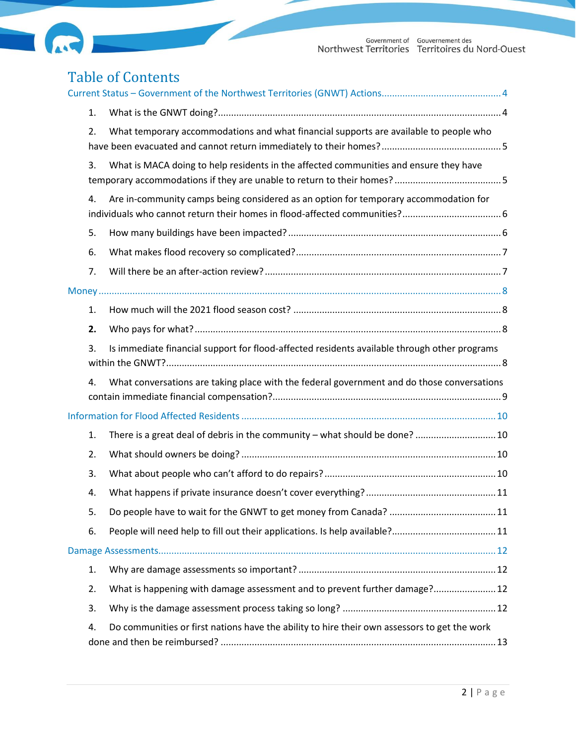# Table of Contents

Current Status – Government of the Northwest Territories (GNWT) Actions ........ 4

1. What is the GNWT doing? ........ 4
2. What temporary accommodations and what financial supports are available to people who have been evacuated and cannot return immediately to their homes? ........ 5
3. What is MACA doing to help residents in the affected communities and ensure they have temporary accommodations if they are unable to return to their homes? ........ 5
4. Are in-community camps being considered as an option for temporary accommodation for individuals who cannot return their homes in flood-affected communities? ........ 6
5. How many buildings have been impacted? ........ 6
6. What makes flood recovery so complicated? ........ 7
7. Will there be an after-action review? ........ 7

Money ........ 8

1. How much will the 2021 flood season cost? ........ 8
2. Who pays for what? ........ 8
3. Is immediate financial support for flood-affected residents available through other programs within the GNWT? ........ 8
4. What conversations are taking place with the federal government and do those conversations contain immediate financial compensation? ........ 9

Information for Flood Affected Residents ........ 10

1. There is a great deal of debris in the community – what should be done? ........ 10
2. What should owners be doing? ........ 10
3. What about people who can't afford to do repairs? ........ 10
4. What happens if private insurance doesn't cover everything? ........ 11
5. Do people have to wait for the GNWT to get money from Canada? ........ 11
6. People will need help to fill out their applications. Is help available? ........ 11

Damage Assessments ........ 12

1. Why are damage assessments so important? ........ 12
2. What is happening with damage assessment and to prevent further damage? ........ 12
3. Why is the damage assessment process taking so long? ........ 12
4. Do communities or first nations have the ability to hire their own assessors to get the work done and then be reimbursed? ........ 13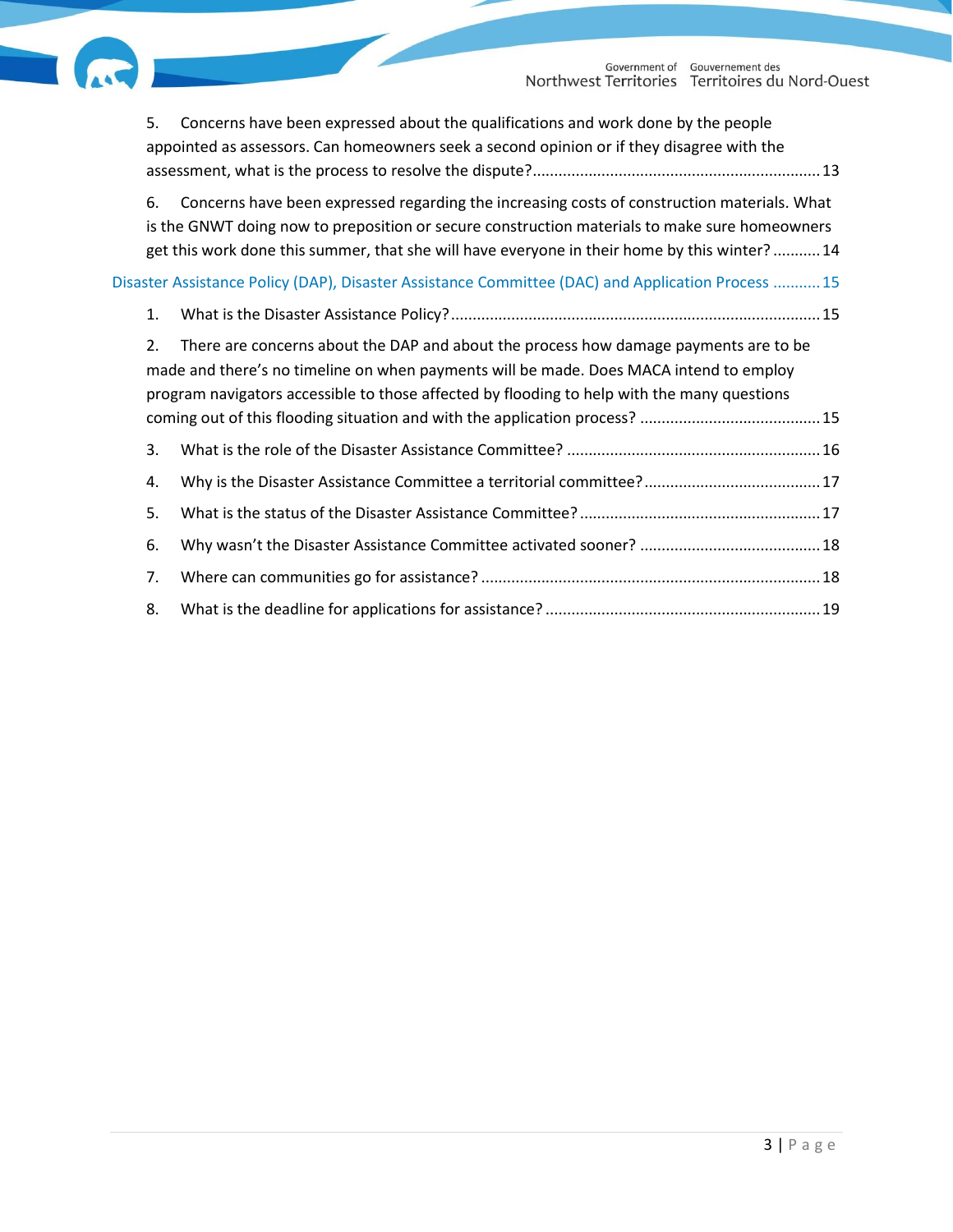5. Concerns have been expressed about the qualifications and work done by the people appointed as assessors. Can homeowners seek a second opinion or if they disagree with the assessment, what is the process to resolve the dispute? .......... 13

6. Concerns have been expressed regarding the increasing costs of construction materials. What is the GNWT doing now to preposition or secure construction materials to make sure homeowners get this work done this summer, that she will have everyone in their home by this winter? .......... 14

Disaster Assistance Policy (DAP), Disaster Assistance Committee (DAC) and Application Process .......... 15

1. What is the Disaster Assistance Policy? .......... 15

2. There are concerns about the DAP and about the process how damage payments are to be made and there's no timeline on when payments will be made. Does MACA intend to employ program navigators accessible to those affected by flooding to help with the many questions coming out of this flooding situation and with the application process? .......... 15

3. What is the role of the Disaster Assistance Committee? .......... 16

4. Why is the Disaster Assistance Committee a territorial committee? .......... 17

5. What is the status of the Disaster Assistance Committee? .......... 17

6. Why wasn't the Disaster Assistance Committee activated sooner? .......... 18

7. Where can communities go for assistance? .......... 18

8. What is the deadline for applications for assistance? .......... 19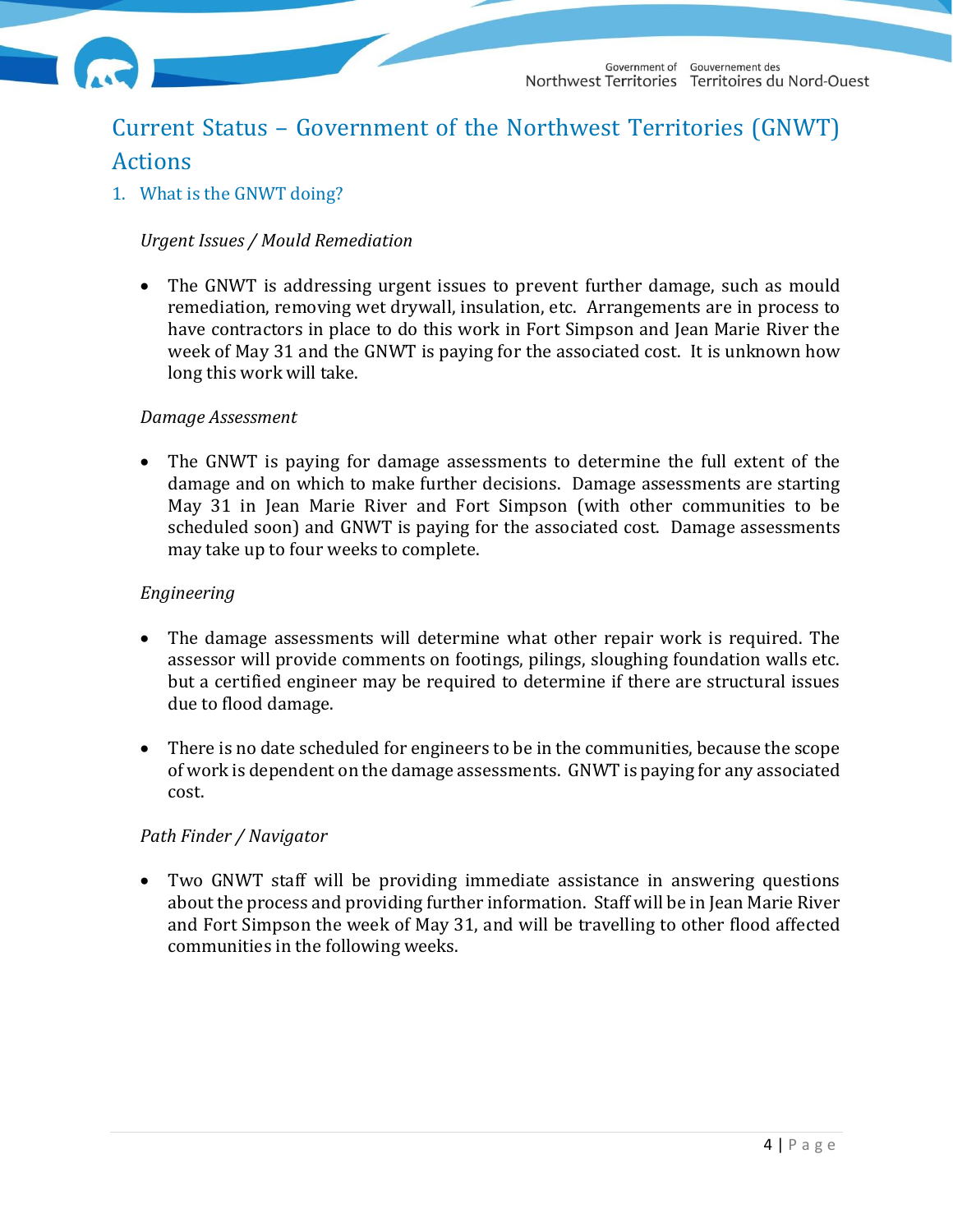# Current Status – Government of the Northwest Territories (GNWT) Actions

## 1. What is the GNWT doing?

*Urgent Issues / Mould Remediation*

- The GNWT is addressing urgent issues to prevent further damage, such as mould remediation, removing wet drywall, insulation, etc. Arrangements are in process to have contractors in place to do this work in Fort Simpson and Jean Marie River the week of May 31 and the GNWT is paying for the associated cost. It is unknown how long this work will take.

*Damage Assessment*

- The GNWT is paying for damage assessments to determine the full extent of the damage and on which to make further decisions. Damage assessments are starting May 31 in Jean Marie River and Fort Simpson (with other communities to be scheduled soon) and GNWT is paying for the associated cost. Damage assessments may take up to four weeks to complete.

*Engineering*

- The damage assessments will determine what other repair work is required. The assessor will provide comments on footings, pilings, sloughing foundation walls etc. but a certified engineer may be required to determine if there are structural issues due to flood damage.

- There is no date scheduled for engineers to be in the communities, because the scope of work is dependent on the damage assessments. GNWT is paying for any associated cost.

*Path Finder / Navigator*

- Two GNWT staff will be providing immediate assistance in answering questions about the process and providing further information. Staff will be in Jean Marie River and Fort Simpson the week of May 31, and will be travelling to other flood affected communities in the following weeks.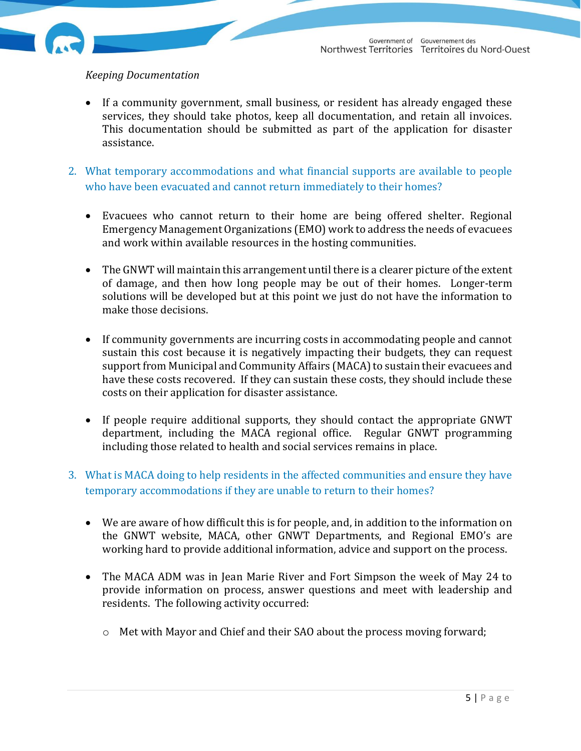*Keeping Documentation*

- If a community government, small business, or resident has already engaged these services, they should take photos, keep all documentation, and retain all invoices. This documentation should be submitted as part of the application for disaster assistance.

## 2. What temporary accommodations and what financial supports are available to people who have been evacuated and cannot return immediately to their homes?

- Evacuees who cannot return to their home are being offered shelter. Regional Emergency Management Organizations (EMO) work to address the needs of evacuees and work within available resources in the hosting communities.

- The GNWT will maintain this arrangement until there is a clearer picture of the extent of damage, and then how long people may be out of their homes. Longer-term solutions will be developed but at this point we just do not have the information to make those decisions.

- If community governments are incurring costs in accommodating people and cannot sustain this cost because it is negatively impacting their budgets, they can request support from Municipal and Community Affairs (MACA) to sustain their evacuees and have these costs recovered. If they can sustain these costs, they should include these costs on their application for disaster assistance.

- If people require additional supports, they should contact the appropriate GNWT department, including the MACA regional office. Regular GNWT programming including those related to health and social services remains in place.

## 3. What is MACA doing to help residents in the affected communities and ensure they have temporary accommodations if they are unable to return to their homes?

- We are aware of how difficult this is for people, and, in addition to the information on the GNWT website, MACA, other GNWT Departments, and Regional EMO's are working hard to provide additional information, advice and support on the process.

- The MACA ADM was in Jean Marie River and Fort Simpson the week of May 24 to provide information on process, answer questions and meet with leadership and residents. The following activity occurred:
  - Met with Mayor and Chief and their SAO about the process moving forward;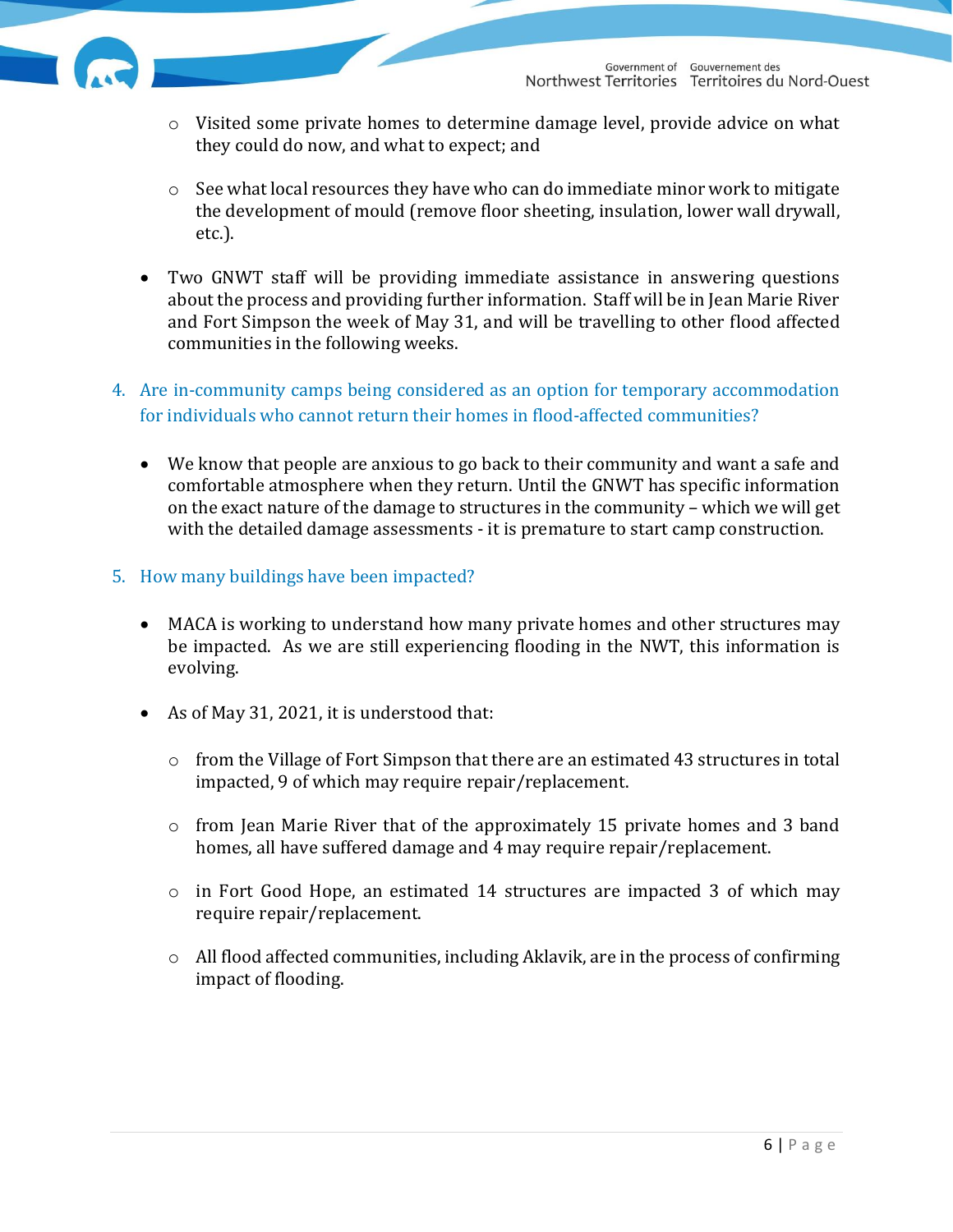- Visited some private homes to determine damage level, provide advice on what they could do now, and what to expect; and

  - See what local resources they have who can do immediate minor work to mitigate the development of mould (remove floor sheeting, insulation, lower wall drywall, etc.).

- Two GNWT staff will be providing immediate assistance in answering questions about the process and providing further information. Staff will be in Jean Marie River and Fort Simpson the week of May 31, and will be travelling to other flood affected communities in the following weeks.

### 4. Are in-community camps being considered as an option for temporary accommodation for individuals who cannot return their homes in flood-affected communities?

- We know that people are anxious to go back to their community and want a safe and comfortable atmosphere when they return. Until the GNWT has specific information on the exact nature of the damage to structures in the community – which we will get with the detailed damage assessments - it is premature to start camp construction.

### 5. How many buildings have been impacted?

- MACA is working to understand how many private homes and other structures may be impacted. As we are still experiencing flooding in the NWT, this information is evolving.

- As of May 31, 2021, it is understood that:

  - from the Village of Fort Simpson that there are an estimated 43 structures in total impacted, 9 of which may require repair/replacement.

  - from Jean Marie River that of the approximately 15 private homes and 3 band homes, all have suffered damage and 4 may require repair/replacement.

  - in Fort Good Hope, an estimated 14 structures are impacted 3 of which may require repair/replacement.

  - All flood affected communities, including Aklavik, are in the process of confirming impact of flooding.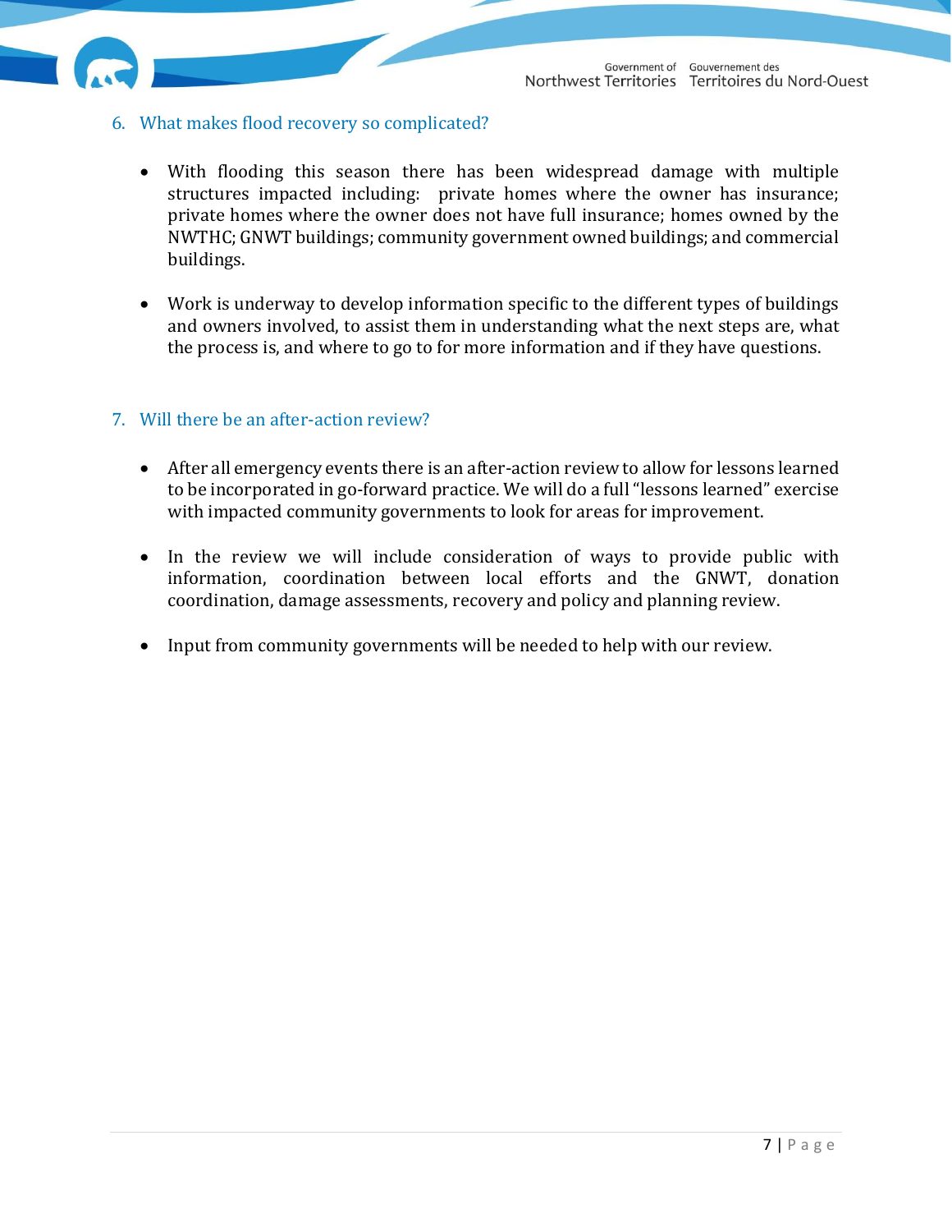## 6. What makes flood recovery so complicated?

- With flooding this season there has been widespread damage with multiple structures impacted including: private homes where the owner has insurance; private homes where the owner does not have full insurance; homes owned by the NWTHC; GNWT buildings; community government owned buildings; and commercial buildings.

- Work is underway to develop information specific to the different types of buildings and owners involved, to assist them in understanding what the next steps are, what the process is, and where to go to for more information and if they have questions.

## 7. Will there be an after-action review?

- After all emergency events there is an after-action review to allow for lessons learned to be incorporated in go-forward practice. We will do a full "lessons learned" exercise with impacted community governments to look for areas for improvement.

- In the review we will include consideration of ways to provide public with information, coordination between local efforts and the GNWT, donation coordination, damage assessments, recovery and policy and planning review.

- Input from community governments will be needed to help with our review.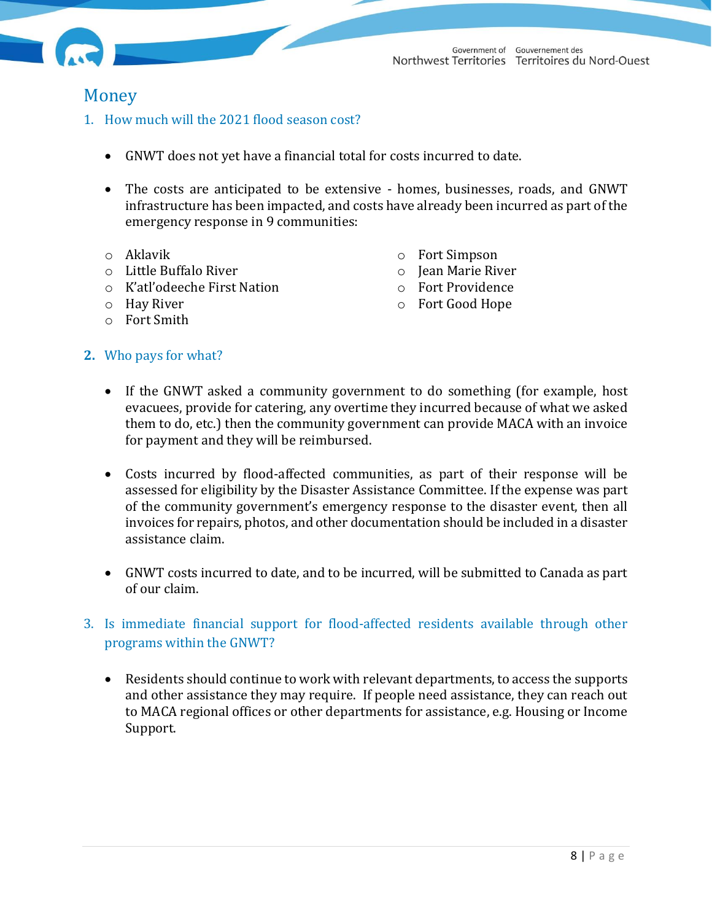## Money

### 1. How much will the 2021 flood season cost?

- GNWT does not yet have a financial total for costs incurred to date.
- The costs are anticipated to be extensive - homes, businesses, roads, and GNWT infrastructure has been impacted, and costs have already been incurred as part of the emergency response in 9 communities:
  - Aklavik
  - Little Buffalo River
  - K'atl'odeeche First Nation
  - Hay River
  - Fort Smith
  - Fort Simpson
  - Jean Marie River
  - Fort Providence
  - Fort Good Hope

### 2. Who pays for what?

- If the GNWT asked a community government to do something (for example, host evacuees, provide for catering, any overtime they incurred because of what we asked them to do, etc.) then the community government can provide MACA with an invoice for payment and they will be reimbursed.
- Costs incurred by flood-affected communities, as part of their response will be assessed for eligibility by the Disaster Assistance Committee. If the expense was part of the community government's emergency response to the disaster event, then all invoices for repairs, photos, and other documentation should be included in a disaster assistance claim.
- GNWT costs incurred to date, and to be incurred, will be submitted to Canada as part of our claim.

### 3. Is immediate financial support for flood-affected residents available through other programs within the GNWT?

- Residents should continue to work with relevant departments, to access the supports and other assistance they may require. If people need assistance, they can reach out to MACA regional offices or other departments for assistance, e.g. Housing or Income Support.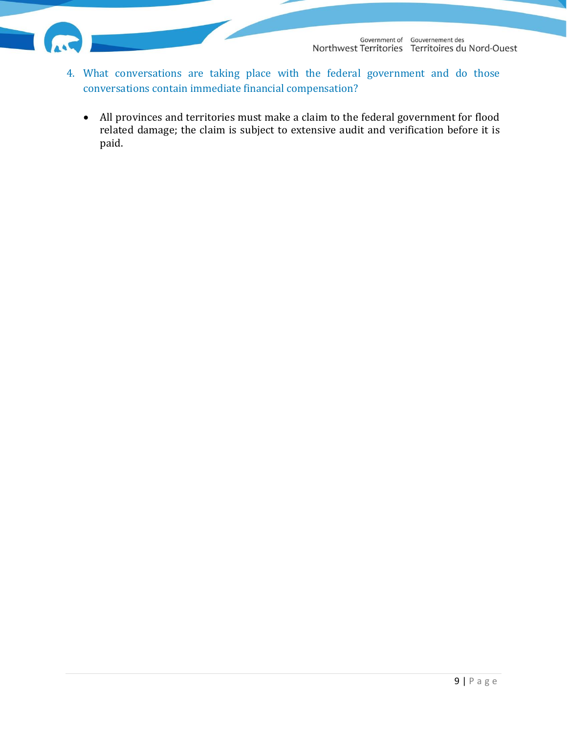4. What conversations are taking place with the federal government and do those conversations contain immediate financial compensation?

    - All provinces and territories must make a claim to the federal government for flood related damage; the claim is subject to extensive audit and verification before it is paid.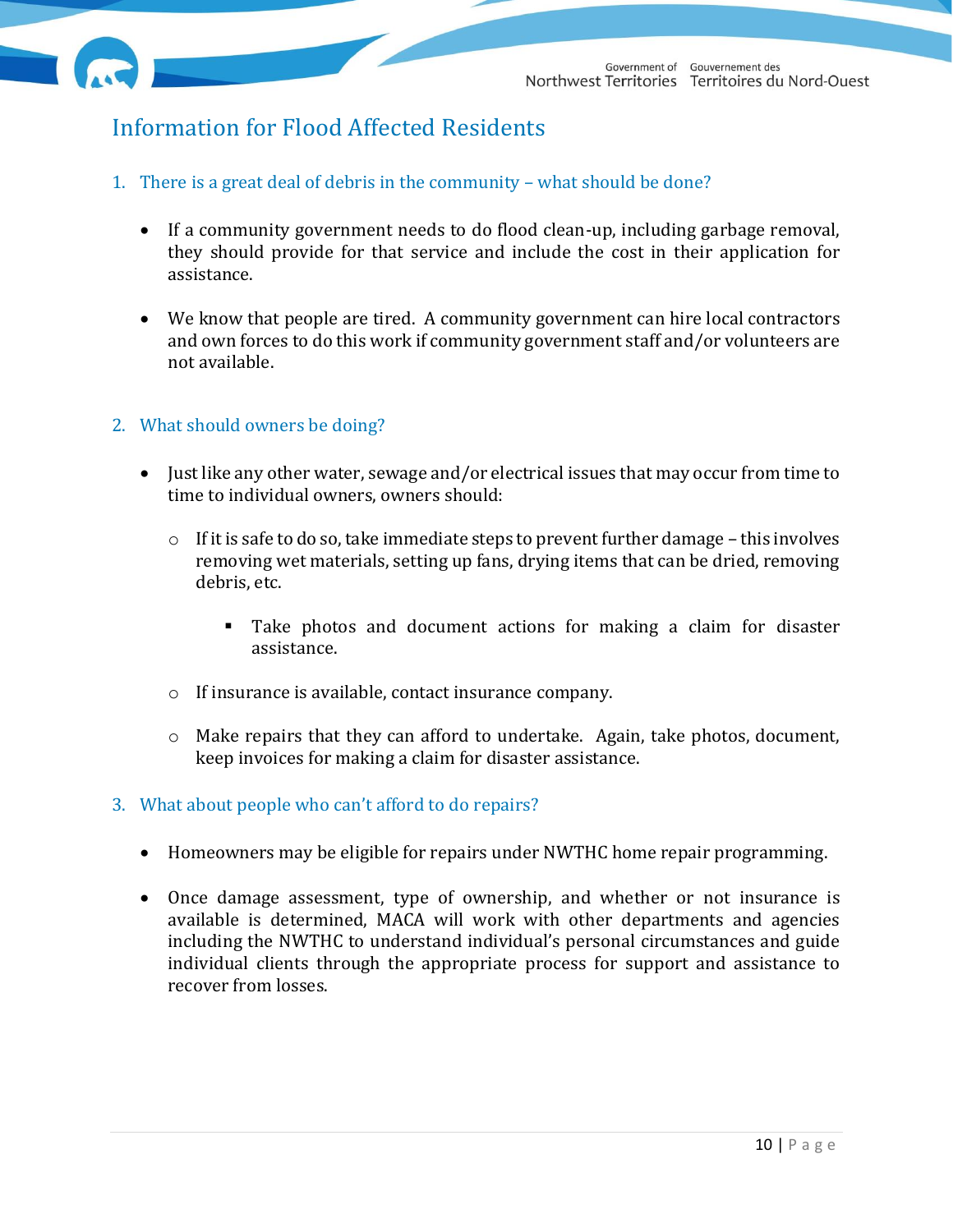## Information for Flood Affected Residents

### 1. There is a great deal of debris in the community – what should be done?

- If a community government needs to do flood clean-up, including garbage removal, they should provide for that service and include the cost in their application for assistance.

- We know that people are tired. A community government can hire local contractors and own forces to do this work if community government staff and/or volunteers are not available.

### 2. What should owners be doing?

- Just like any other water, sewage and/or electrical issues that may occur from time to time to individual owners, owners should:
  - If it is safe to do so, take immediate steps to prevent further damage – this involves removing wet materials, setting up fans, drying items that can be dried, removing debris, etc.
    - Take photos and document actions for making a claim for disaster assistance.
  - If insurance is available, contact insurance company.
  - Make repairs that they can afford to undertake. Again, take photos, document, keep invoices for making a claim for disaster assistance.

### 3. What about people who can't afford to do repairs?

- Homeowners may be eligible for repairs under NWTHC home repair programming.

- Once damage assessment, type of ownership, and whether or not insurance is available is determined, MACA will work with other departments and agencies including the NWTHC to understand individual's personal circumstances and guide individual clients through the appropriate process for support and assistance to recover from losses.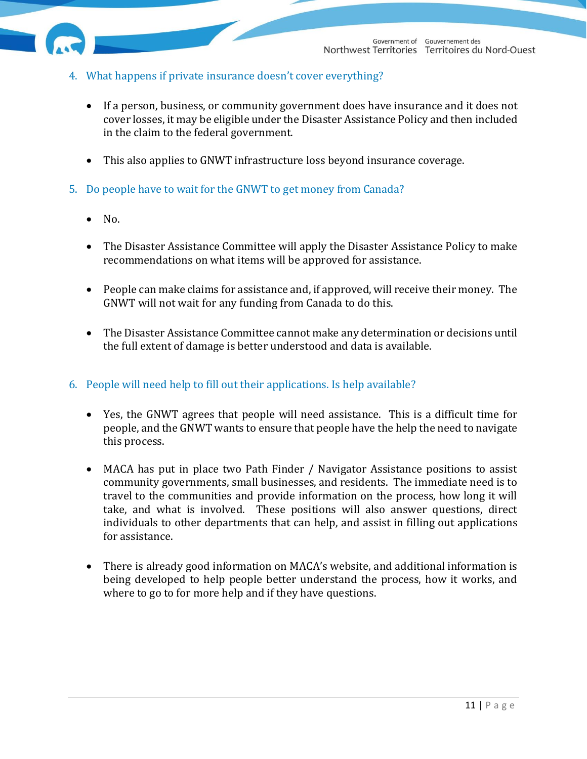4. What happens if private insurance doesn't cover everything?

- If a person, business, or community government does have insurance and it does not cover losses, it may be eligible under the Disaster Assistance Policy and then included in the claim to the federal government.

- This also applies to GNWT infrastructure loss beyond insurance coverage.

5. Do people have to wait for the GNWT to get money from Canada?

- No.

- The Disaster Assistance Committee will apply the Disaster Assistance Policy to make recommendations on what items will be approved for assistance.

- People can make claims for assistance and, if approved, will receive their money. The GNWT will not wait for any funding from Canada to do this.

- The Disaster Assistance Committee cannot make any determination or decisions until the full extent of damage is better understood and data is available.

6. People will need help to fill out their applications. Is help available?

- Yes, the GNWT agrees that people will need assistance. This is a difficult time for people, and the GNWT wants to ensure that people have the help the need to navigate this process.

- MACA has put in place two Path Finder / Navigator Assistance positions to assist community governments, small businesses, and residents. The immediate need is to travel to the communities and provide information on the process, how long it will take, and what is involved. These positions will also answer questions, direct individuals to other departments that can help, and assist in filling out applications for assistance.

- There is already good information on MACA's website, and additional information is being developed to help people better understand the process, how it works, and where to go to for more help and if they have questions.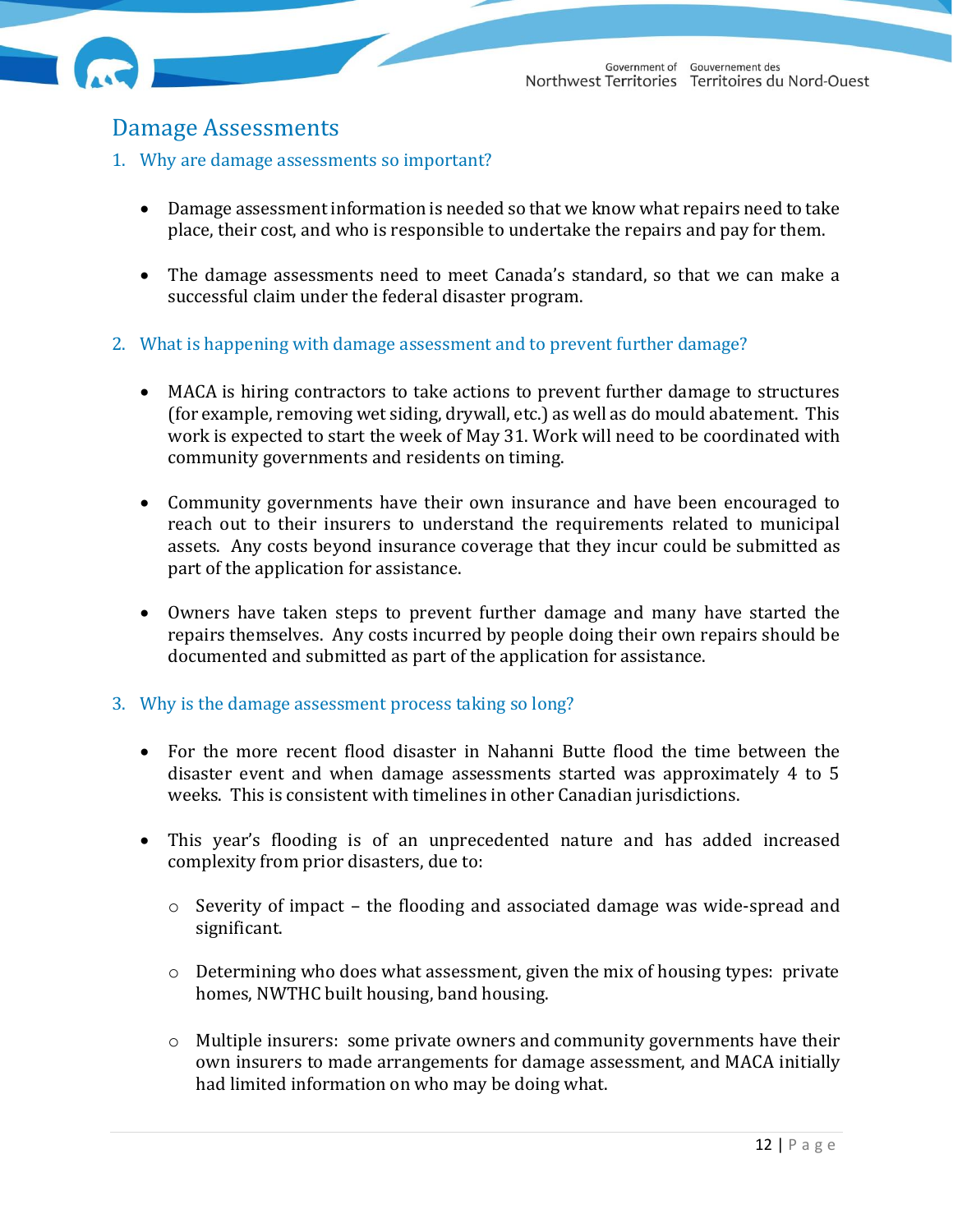## Damage Assessments

### 1. Why are damage assessments so important?

- Damage assessment information is needed so that we know what repairs need to take place, their cost, and who is responsible to undertake the repairs and pay for them.

- The damage assessments need to meet Canada's standard, so that we can make a successful claim under the federal disaster program.

### 2. What is happening with damage assessment and to prevent further damage?

- MACA is hiring contractors to take actions to prevent further damage to structures (for example, removing wet siding, drywall, etc.) as well as do mould abatement. This work is expected to start the week of May 31. Work will need to be coordinated with community governments and residents on timing.

- Community governments have their own insurance and have been encouraged to reach out to their insurers to understand the requirements related to municipal assets. Any costs beyond insurance coverage that they incur could be submitted as part of the application for assistance.

- Owners have taken steps to prevent further damage and many have started the repairs themselves. Any costs incurred by people doing their own repairs should be documented and submitted as part of the application for assistance.

### 3. Why is the damage assessment process taking so long?

- For the more recent flood disaster in Nahanni Butte flood the time between the disaster event and when damage assessments started was approximately 4 to 5 weeks. This is consistent with timelines in other Canadian jurisdictions.

- This year's flooding is of an unprecedented nature and has added increased complexity from prior disasters, due to:

  - Severity of impact – the flooding and associated damage was wide-spread and significant.

  - Determining who does what assessment, given the mix of housing types: private homes, NWTHC built housing, band housing.

  - Multiple insurers: some private owners and community governments have their own insurers to made arrangements for damage assessment, and MACA initially had limited information on who may be doing what.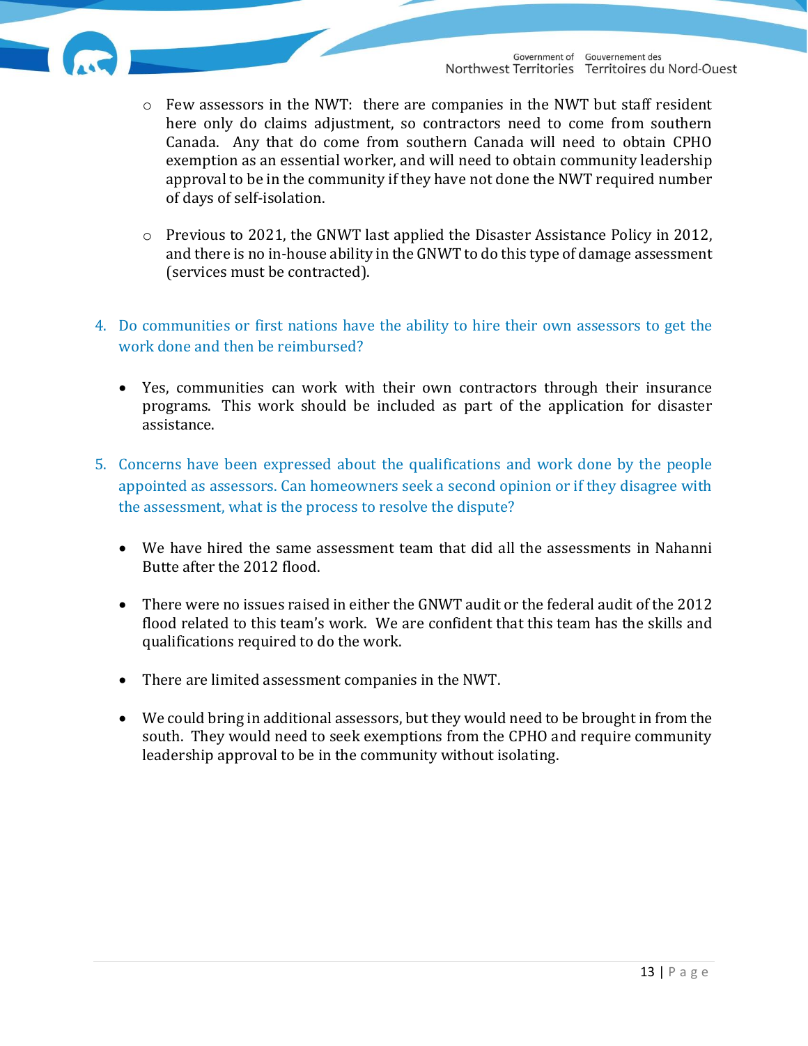- Few assessors in the NWT: there are companies in the NWT but staff resident here only do claims adjustment, so contractors need to come from southern Canada. Any that do come from southern Canada will need to obtain CPHO exemption as an essential worker, and will need to obtain community leadership approval to be in the community if they have not done the NWT required number of days of self-isolation.

  - Previous to 2021, the GNWT last applied the Disaster Assistance Policy in 2012, and there is no in-house ability in the GNWT to do this type of damage assessment (services must be contracted).

4. Do communities or first nations have the ability to hire their own assessors to get the work done and then be reimbursed?

   - Yes, communities can work with their own contractors through their insurance programs. This work should be included as part of the application for disaster assistance.

5. Concerns have been expressed about the qualifications and work done by the people appointed as assessors. Can homeowners seek a second opinion or if they disagree with the assessment, what is the process to resolve the dispute?

   - We have hired the same assessment team that did all the assessments in Nahanni Butte after the 2012 flood.

   - There were no issues raised in either the GNWT audit or the federal audit of the 2012 flood related to this team's work. We are confident that this team has the skills and qualifications required to do the work.

   - There are limited assessment companies in the NWT.

   - We could bring in additional assessors, but they would need to be brought in from the south. They would need to seek exemptions from the CPHO and require community leadership approval to be in the community without isolating.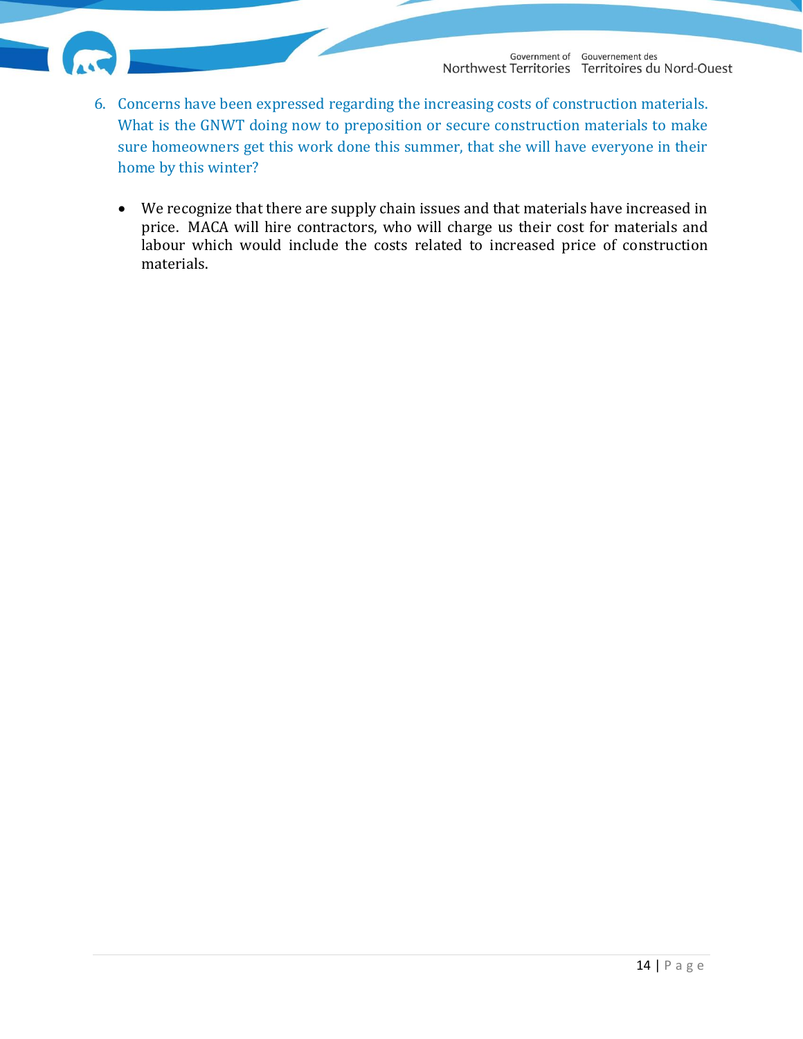6. Concerns have been expressed regarding the increasing costs of construction materials. What is the GNWT doing now to preposition or secure construction materials to make sure homeowners get this work done this summer, that she will have everyone in their home by this winter?

   - We recognize that there are supply chain issues and that materials have increased in price. MACA will hire contractors, who will charge us their cost for materials and labour which would include the costs related to increased price of construction materials.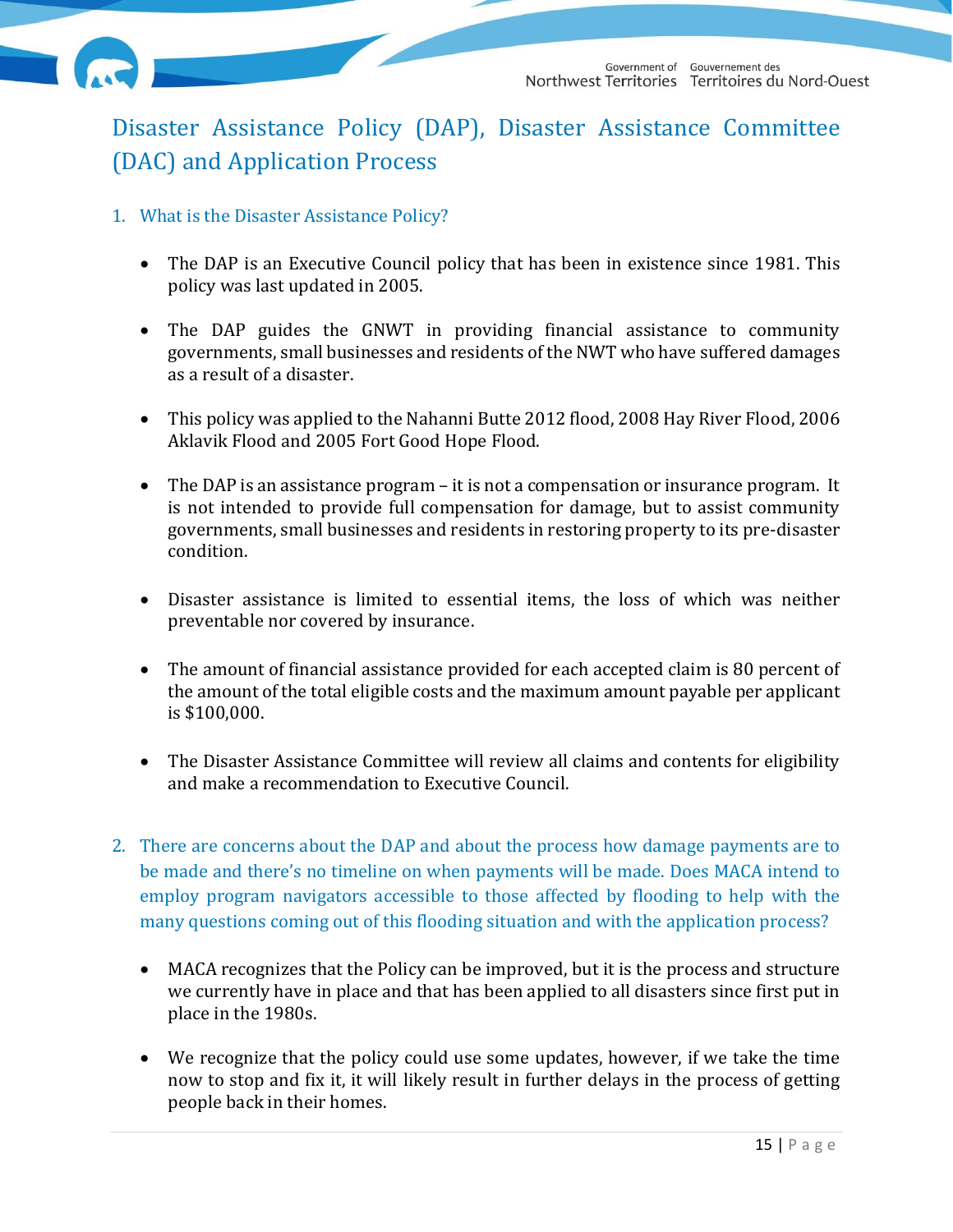# Disaster Assistance Policy (DAP), Disaster Assistance Committee (DAC) and Application Process

## 1. What is the Disaster Assistance Policy?

- The DAP is an Executive Council policy that has been in existence since 1981. This policy was last updated in 2005.

- The DAP guides the GNWT in providing financial assistance to community governments, small businesses and residents of the NWT who have suffered damages as a result of a disaster.

- This policy was applied to the Nahanni Butte 2012 flood, 2008 Hay River Flood, 2006 Aklavik Flood and 2005 Fort Good Hope Flood.

- The DAP is an assistance program – it is not a compensation or insurance program. It is not intended to provide full compensation for damage, but to assist community governments, small businesses and residents in restoring property to its pre-disaster condition.

- Disaster assistance is limited to essential items, the loss of which was neither preventable nor covered by insurance.

- The amount of financial assistance provided for each accepted claim is 80 percent of the amount of the total eligible costs and the maximum amount payable per applicant is $100,000.

- The Disaster Assistance Committee will review all claims and contents for eligibility and make a recommendation to Executive Council.

## 2. There are concerns about the DAP and about the process how damage payments are to be made and there's no timeline on when payments will be made. Does MACA intend to employ program navigators accessible to those affected by flooding to help with the many questions coming out of this flooding situation and with the application process?

- MACA recognizes that the Policy can be improved, but it is the process and structure we currently have in place and that has been applied to all disasters since first put in place in the 1980s.

- We recognize that the policy could use some updates, however, if we take the time now to stop and fix it, it will likely result in further delays in the process of getting people back in their homes.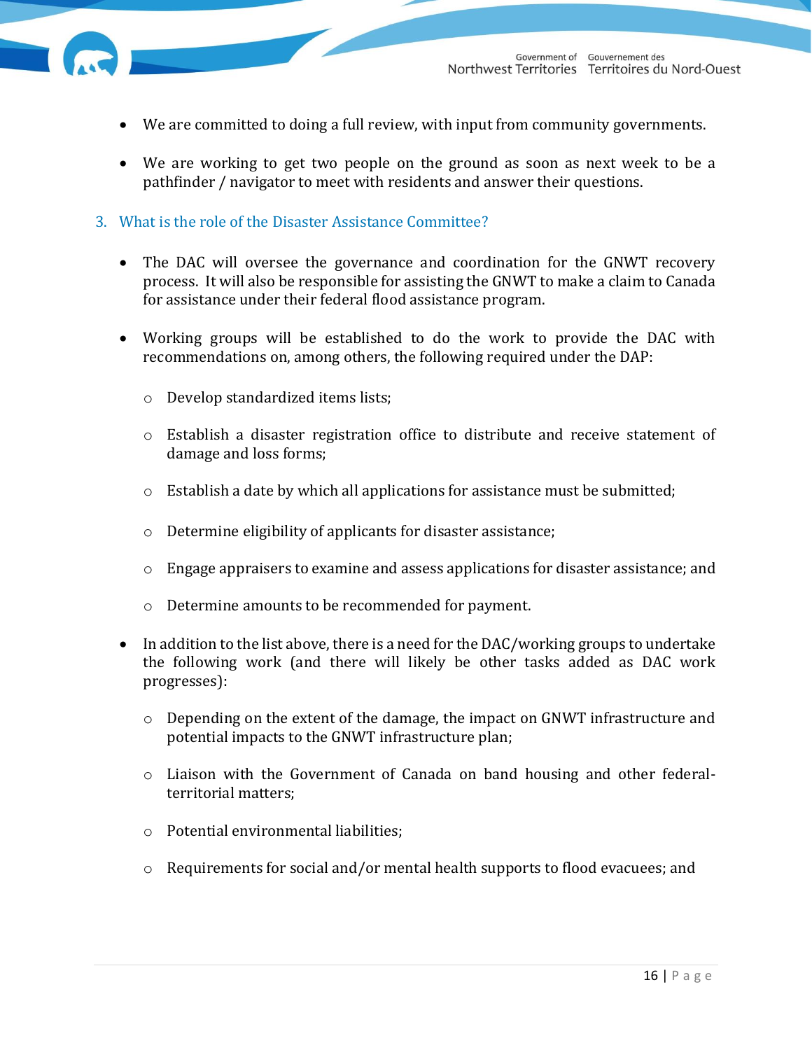- We are committed to doing a full review, with input from community governments.
- We are working to get two people on the ground as soon as next week to be a pathfinder / navigator to meet with residents and answer their questions.

### 3. What is the role of the Disaster Assistance Committee?

- The DAC will oversee the governance and coordination for the GNWT recovery process. It will also be responsible for assisting the GNWT to make a claim to Canada for assistance under their federal flood assistance program.
- Working groups will be established to do the work to provide the DAC with recommendations on, among others, the following required under the DAP:
  - Develop standardized items lists;
  - Establish a disaster registration office to distribute and receive statement of damage and loss forms;
  - Establish a date by which all applications for assistance must be submitted;
  - Determine eligibility of applicants for disaster assistance;
  - Engage appraisers to examine and assess applications for disaster assistance; and
  - Determine amounts to be recommended for payment.
- In addition to the list above, there is a need for the DAC/working groups to undertake the following work (and there will likely be other tasks added as DAC work progresses):
  - Depending on the extent of the damage, the impact on GNWT infrastructure and potential impacts to the GNWT infrastructure plan;
  - Liaison with the Government of Canada on band housing and other federal-territorial matters;
  - Potential environmental liabilities;
  - Requirements for social and/or mental health supports to flood evacuees; and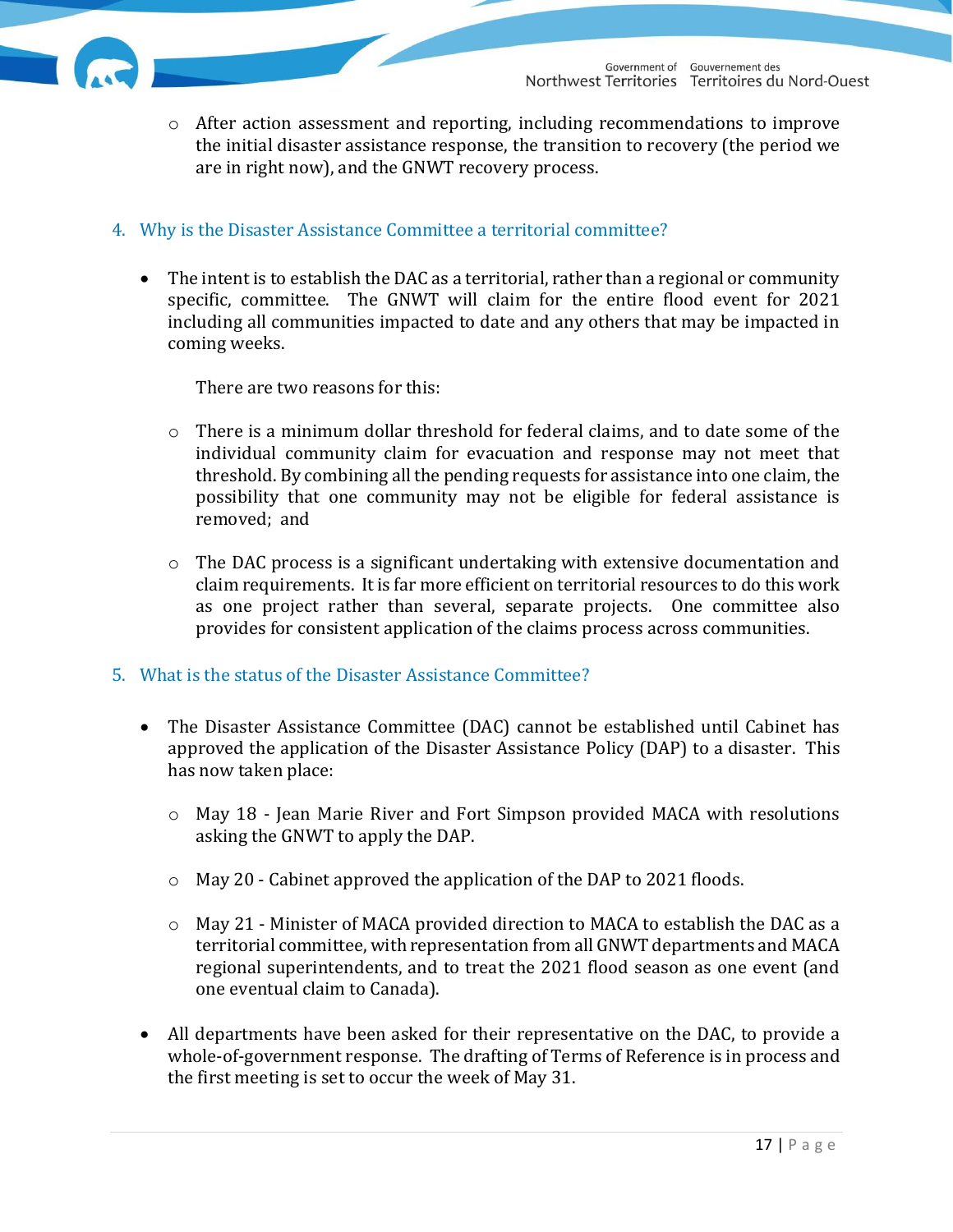- After action assessment and reporting, including recommendations to improve the initial disaster assistance response, the transition to recovery (the period we are in right now), and the GNWT recovery process.

## 4. Why is the Disaster Assistance Committee a territorial committee?

- The intent is to establish the DAC as a territorial, rather than a regional or community specific, committee. The GNWT will claim for the entire flood event for 2021 including all communities impacted to date and any others that may be impacted in coming weeks.

  There are two reasons for this:

  - There is a minimum dollar threshold for federal claims, and to date some of the individual community claim for evacuation and response may not meet that threshold. By combining all the pending requests for assistance into one claim, the possibility that one community may not be eligible for federal assistance is removed; and

  - The DAC process is a significant undertaking with extensive documentation and claim requirements. It is far more efficient on territorial resources to do this work as one project rather than several, separate projects. One committee also provides for consistent application of the claims process across communities.

## 5. What is the status of the Disaster Assistance Committee?

- The Disaster Assistance Committee (DAC) cannot be established until Cabinet has approved the application of the Disaster Assistance Policy (DAP) to a disaster. This has now taken place:

  - May 18 - Jean Marie River and Fort Simpson provided MACA with resolutions asking the GNWT to apply the DAP.

  - May 20 - Cabinet approved the application of the DAP to 2021 floods.

  - May 21 - Minister of MACA provided direction to MACA to establish the DAC as a territorial committee, with representation from all GNWT departments and MACA regional superintendents, and to treat the 2021 flood season as one event (and one eventual claim to Canada).

- All departments have been asked for their representative on the DAC, to provide a whole-of-government response. The drafting of Terms of Reference is in process and the first meeting is set to occur the week of May 31.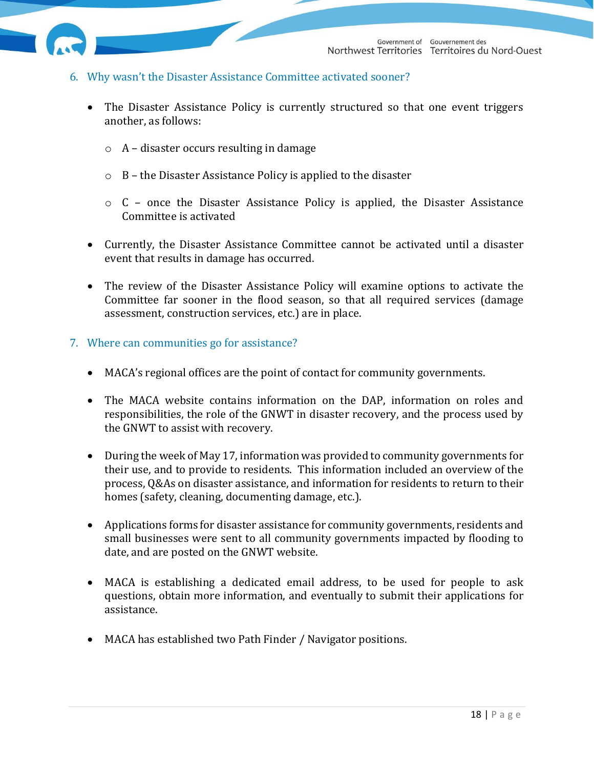## 6. Why wasn't the Disaster Assistance Committee activated sooner?

- The Disaster Assistance Policy is currently structured so that one event triggers another, as follows:
  - A – disaster occurs resulting in damage
  - B – the Disaster Assistance Policy is applied to the disaster
  - C – once the Disaster Assistance Policy is applied, the Disaster Assistance Committee is activated
- Currently, the Disaster Assistance Committee cannot be activated until a disaster event that results in damage has occurred.
- The review of the Disaster Assistance Policy will examine options to activate the Committee far sooner in the flood season, so that all required services (damage assessment, construction services, etc.) are in place.

## 7. Where can communities go for assistance?

- MACA's regional offices are the point of contact for community governments.
- The MACA website contains information on the DAP, information on roles and responsibilities, the role of the GNWT in disaster recovery, and the process used by the GNWT to assist with recovery.
- During the week of May 17, information was provided to community governments for their use, and to provide to residents. This information included an overview of the process, Q&As on disaster assistance, and information for residents to return to their homes (safety, cleaning, documenting damage, etc.).
- Applications forms for disaster assistance for community governments, residents and small businesses were sent to all community governments impacted by flooding to date, and are posted on the GNWT website.
- MACA is establishing a dedicated email address, to be used for people to ask questions, obtain more information, and eventually to submit their applications for assistance.
- MACA has established two Path Finder / Navigator positions.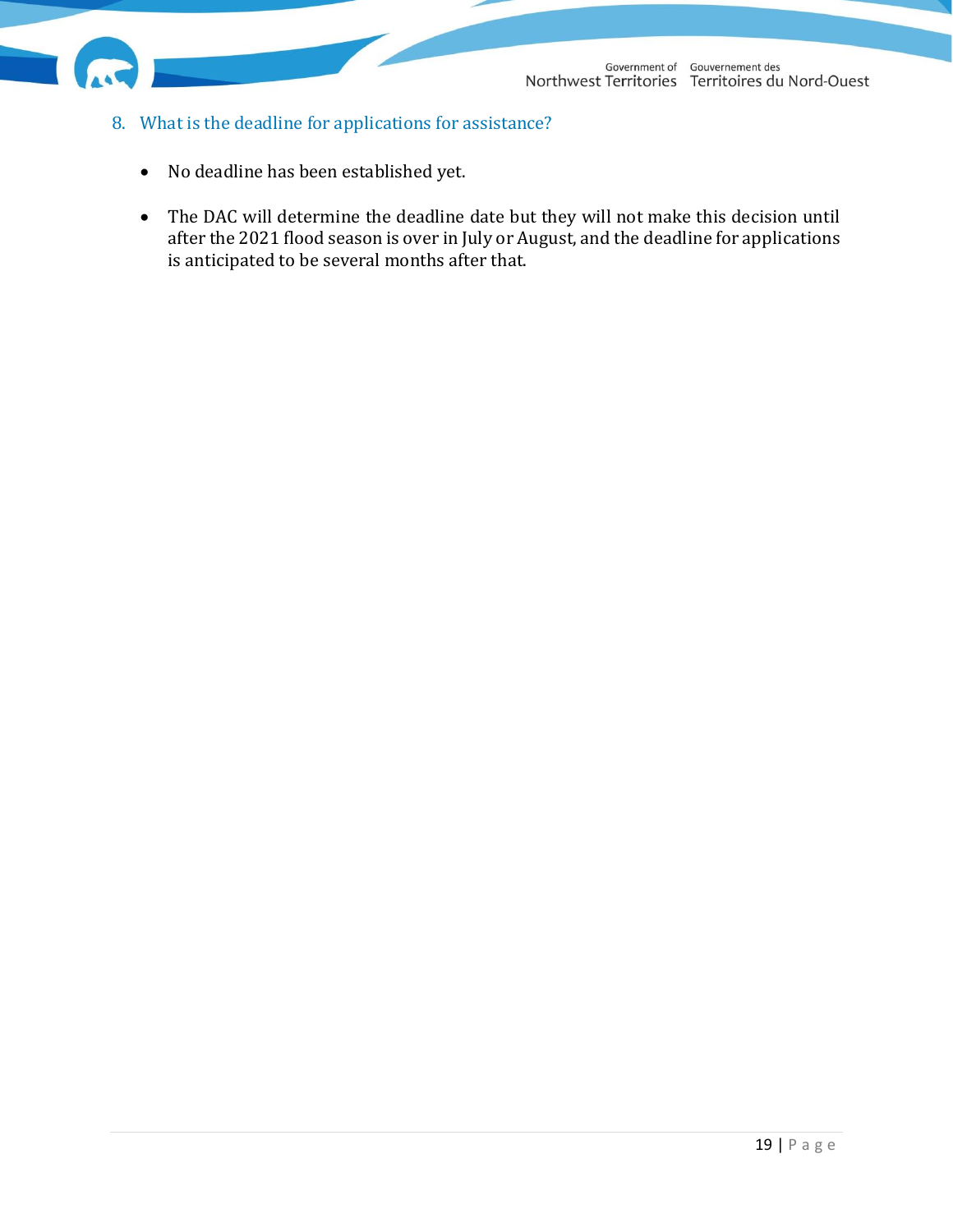## 8. What is the deadline for applications for assistance?

- No deadline has been established yet.
- The DAC will determine the deadline date but they will not make this decision until after the 2021 flood season is over in July or August, and the deadline for applications is anticipated to be several months after that.